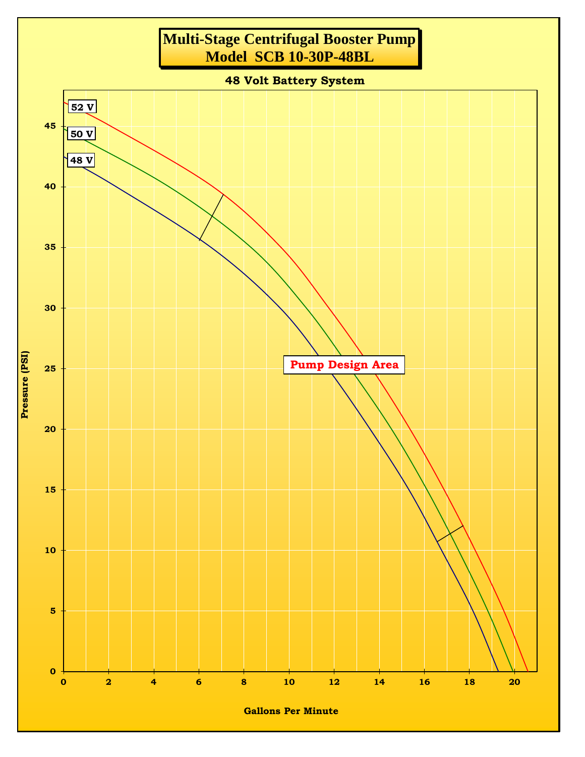# Multi-Stage Centrifugal Booster Pump
# Model SCB 10-30P-48BL

**48 Volt Battery System**

52 V

50 V

48 V

Pump Design Area

Pressure (PSI)

Gallons Per Minute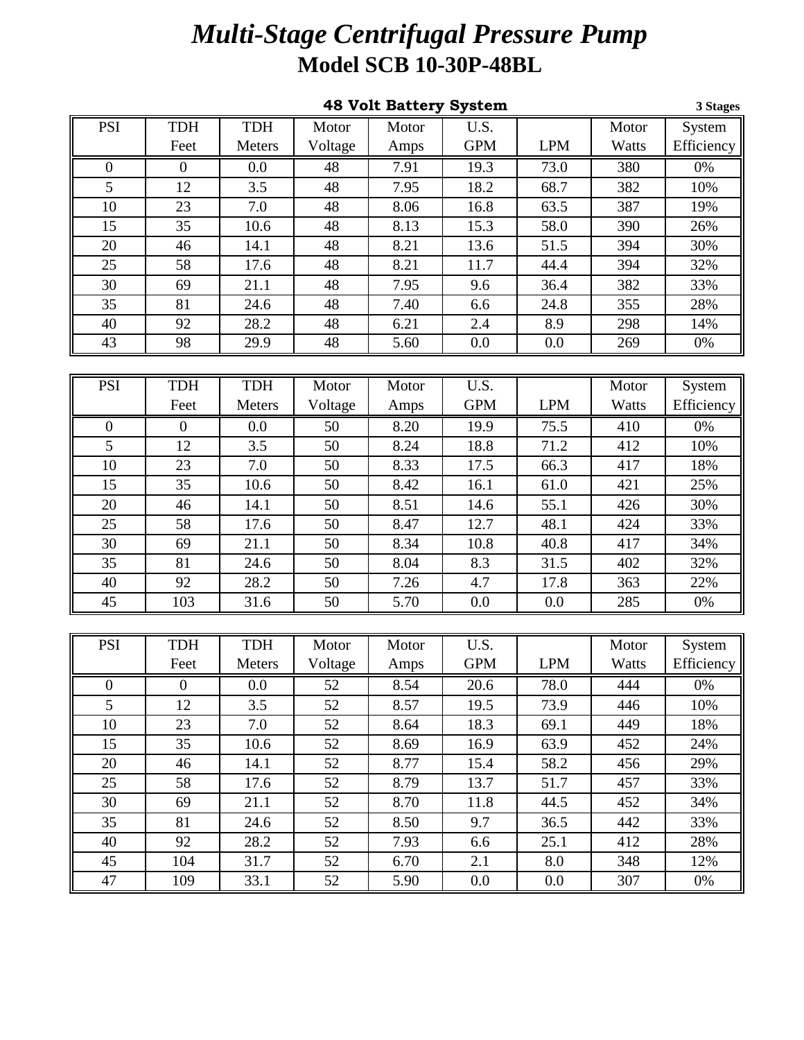# *Multi-Stage Centrifugal Pressure Pump*

## Model SCB 10-30P-48BL

**48 Volt Battery System** **3 Stages**

| PSI | TDH Feet | TDH Meters | Motor Voltage | Motor Amps | U.S. GPM | LPM | Motor Watts | System Efficiency |
|---|---|---|---|---|---|---|---|---|
| 0 | 0 | 0.0 | 48 | 7.91 | 19.3 | 73.0 | 380 | 0% |
| 5 | 12 | 3.5 | 48 | 7.95 | 18.2 | 68.7 | 382 | 10% |
| 10 | 23 | 7.0 | 48 | 8.06 | 16.8 | 63.5 | 387 | 19% |
| 15 | 35 | 10.6 | 48 | 8.13 | 15.3 | 58.0 | 390 | 26% |
| 20 | 46 | 14.1 | 48 | 8.21 | 13.6 | 51.5 | 394 | 30% |
| 25 | 58 | 17.6 | 48 | 8.21 | 11.7 | 44.4 | 394 | 32% |
| 30 | 69 | 21.1 | 48 | 7.95 | 9.6 | 36.4 | 382 | 33% |
| 35 | 81 | 24.6 | 48 | 7.40 | 6.6 | 24.8 | 355 | 28% |
| 40 | 92 | 28.2 | 48 | 6.21 | 2.4 | 8.9 | 298 | 14% |
| 43 | 98 | 29.9 | 48 | 5.60 | 0.0 | 0.0 | 269 | 0% |

| PSI | TDH Feet | TDH Meters | Motor Voltage | Motor Amps | U.S. GPM | LPM | Motor Watts | System Efficiency |
|---|---|---|---|---|---|---|---|---|
| 0 | 0 | 0.0 | 50 | 8.20 | 19.9 | 75.5 | 410 | 0% |
| 5 | 12 | 3.5 | 50 | 8.24 | 18.8 | 71.2 | 412 | 10% |
| 10 | 23 | 7.0 | 50 | 8.33 | 17.5 | 66.3 | 417 | 18% |
| 15 | 35 | 10.6 | 50 | 8.42 | 16.1 | 61.0 | 421 | 25% |
| 20 | 46 | 14.1 | 50 | 8.51 | 14.6 | 55.1 | 426 | 30% |
| 25 | 58 | 17.6 | 50 | 8.47 | 12.7 | 48.1 | 424 | 33% |
| 30 | 69 | 21.1 | 50 | 8.34 | 10.8 | 40.8 | 417 | 34% |
| 35 | 81 | 24.6 | 50 | 8.04 | 8.3 | 31.5 | 402 | 32% |
| 40 | 92 | 28.2 | 50 | 7.26 | 4.7 | 17.8 | 363 | 22% |
| 45 | 103 | 31.6 | 50 | 5.70 | 0.0 | 0.0 | 285 | 0% |

| PSI | TDH Feet | TDH Meters | Motor Voltage | Motor Amps | U.S. GPM | LPM | Motor Watts | System Efficiency |
|---|---|---|---|---|---|---|---|---|
| 0 | 0 | 0.0 | 52 | 8.54 | 20.6 | 78.0 | 444 | 0% |
| 5 | 12 | 3.5 | 52 | 8.57 | 19.5 | 73.9 | 446 | 10% |
| 10 | 23 | 7.0 | 52 | 8.64 | 18.3 | 69.1 | 449 | 18% |
| 15 | 35 | 10.6 | 52 | 8.69 | 16.9 | 63.9 | 452 | 24% |
| 20 | 46 | 14.1 | 52 | 8.77 | 15.4 | 58.2 | 456 | 29% |
| 25 | 58 | 17.6 | 52 | 8.79 | 13.7 | 51.7 | 457 | 33% |
| 30 | 69 | 21.1 | 52 | 8.70 | 11.8 | 44.5 | 452 | 34% |
| 35 | 81 | 24.6 | 52 | 8.50 | 9.7 | 36.5 | 442 | 33% |
| 40 | 92 | 28.2 | 52 | 7.93 | 6.6 | 25.1 | 412 | 28% |
| 45 | 104 | 31.7 | 52 | 6.70 | 2.1 | 8.0 | 348 | 12% |
| 47 | 109 | 33.1 | 52 | 5.90 | 0.0 | 0.0 | 307 | 0% |